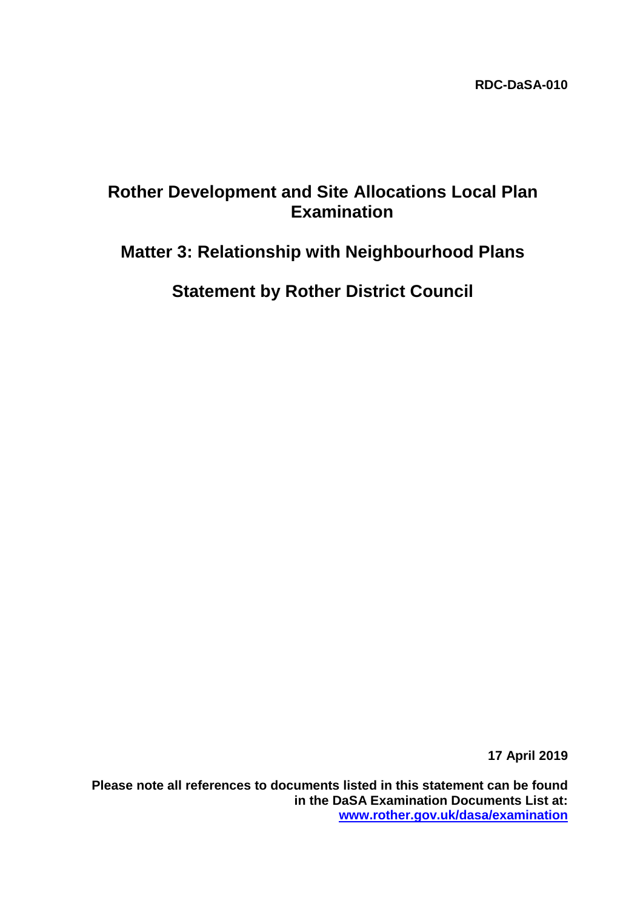**RDC-DaSA-010**

# Rother Development and Site Allocations Local Plan Examination

## Matter 3: Relationship with Neighbourhood Plans

## Statement by Rother District Council

**17 April 2019**

**Please note all references to documents listed in this statement can be found in the DaSA Examination Documents List at: [www.rother.gov.uk/dasa/examination](www.rother.gov.uk/dasa/examination)**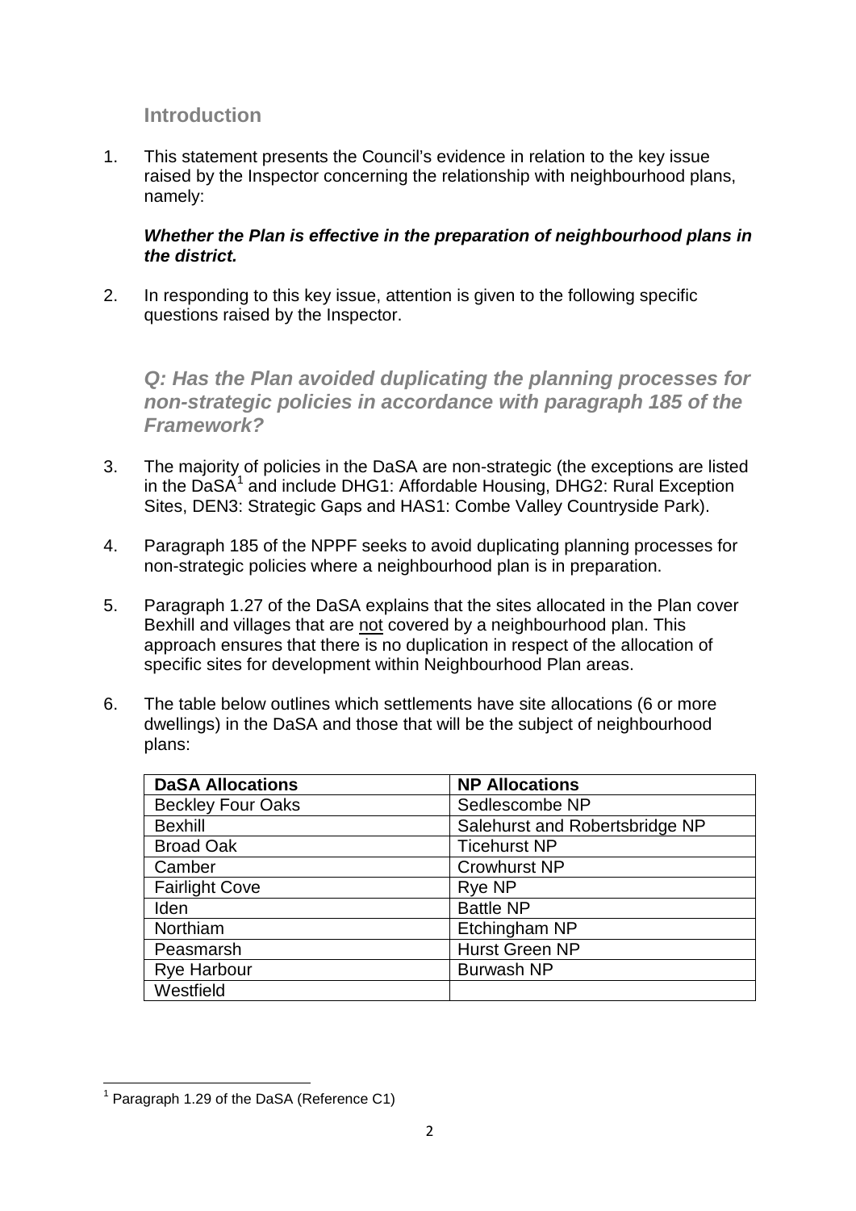## Introduction

1. This statement presents the Council's evidence in relation to the key issue raised by the Inspector concerning the relationship with neighbourhood plans, namely:

   ***Whether the Plan is effective in the preparation of neighbourhood plans in the district.***

2. In responding to this key issue, attention is given to the following specific questions raised by the Inspector.

### *Q: Has the Plan avoided duplicating the planning processes for non-strategic policies in accordance with paragraph 185 of the Framework?*

3. The majority of policies in the DaSA are non-strategic (the exceptions are listed in the DaSA[1] and include DHG1: Affordable Housing, DHG2: Rural Exception Sites, DEN3: Strategic Gaps and HAS1: Combe Valley Countryside Park).

4. Paragraph 185 of the NPPF seeks to avoid duplicating planning processes for non-strategic policies where a neighbourhood plan is in preparation.

5. Paragraph 1.27 of the DaSA explains that the sites allocated in the Plan cover Bexhill and villages that are <u>not</u> covered by a neighbourhood plan. This approach ensures that there is no duplication in respect of the allocation of specific sites for development within Neighbourhood Plan areas.

6. The table below outlines which settlements have site allocations (6 or more dwellings) in the DaSA and those that will be the subject of neighbourhood plans:

| DaSA Allocations | NP Allocations |
|---|---|
| Beckley Four Oaks | Sedlescombe NP |
| Bexhill | Salehurst and Robertsbridge NP |
| Broad Oak | Ticehurst NP |
| Camber | Crowhurst NP |
| Fairlight Cove | Rye NP |
| Iden | Battle NP |
| Northiam | Etchingham NP |
| Peasmarsh | Hurst Green NP |
| Rye Harbour | Burwash NP |
| Westfield | |

[1] Paragraph 1.29 of the DaSA (Reference C1)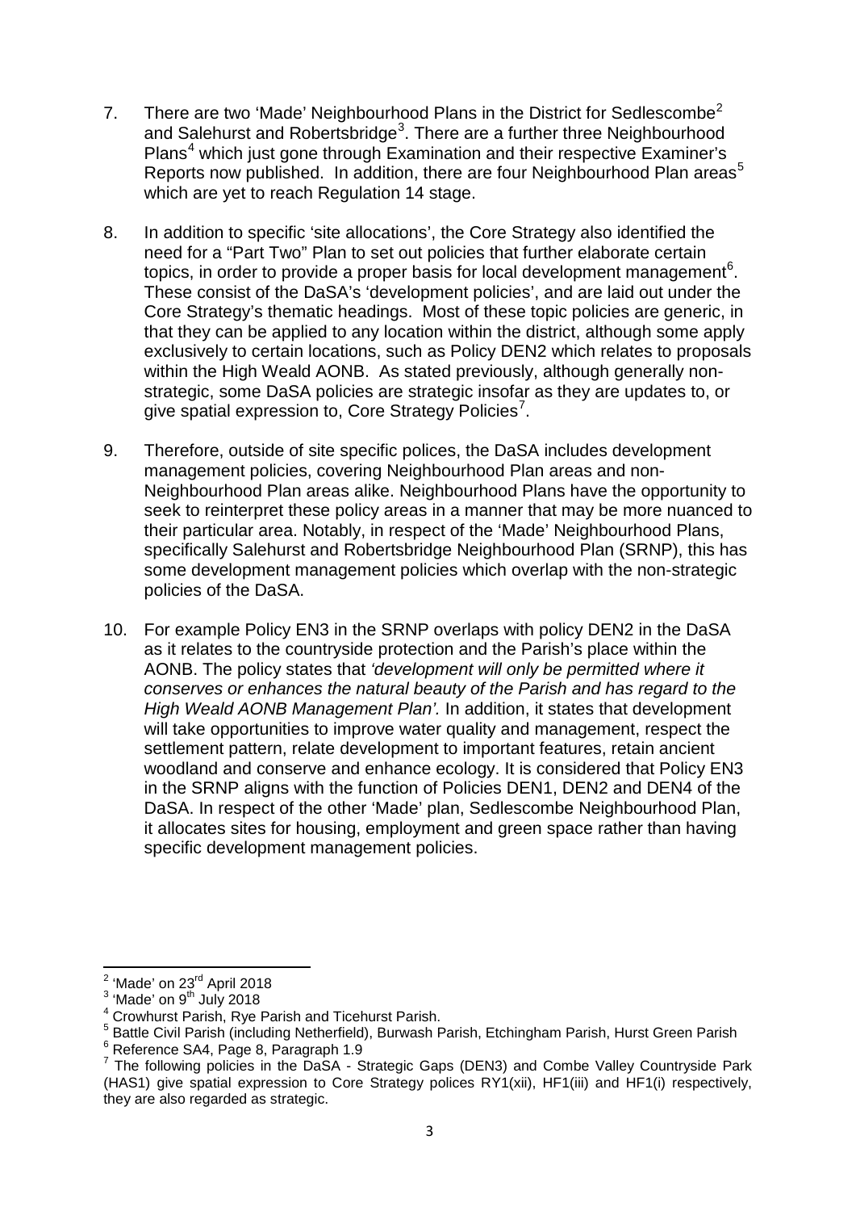7. There are two 'Made' Neighbourhood Plans in the District for Sedlescombe[2] and Salehurst and Robertsbridge[3]. There are a further three Neighbourhood Plans[4] which just gone through Examination and their respective Examiner's Reports now published. In addition, there are four Neighbourhood Plan areas[5] which are yet to reach Regulation 14 stage.

8. In addition to specific 'site allocations', the Core Strategy also identified the need for a "Part Two" Plan to set out policies that further elaborate certain topics, in order to provide a proper basis for local development management[6]. These consist of the DaSA's 'development policies', and are laid out under the Core Strategy's thematic headings. Most of these topic policies are generic, in that they can be applied to any location within the district, although some apply exclusively to certain locations, such as Policy DEN2 which relates to proposals within the High Weald AONB. As stated previously, although generally non-strategic, some DaSA policies are strategic insofar as they are updates to, or give spatial expression to, Core Strategy Policies[7].

9. Therefore, outside of site specific polices, the DaSA includes development management policies, covering Neighbourhood Plan areas and non-Neighbourhood Plan areas alike. Neighbourhood Plans have the opportunity to seek to reinterpret these policy areas in a manner that may be more nuanced to their particular area. Notably, in respect of the 'Made' Neighbourhood Plans, specifically Salehurst and Robertsbridge Neighbourhood Plan (SRNP), this has some development management policies which overlap with the non-strategic policies of the DaSA.

10. For example Policy EN3 in the SRNP overlaps with policy DEN2 in the DaSA as it relates to the countryside protection and the Parish's place within the AONB. The policy states that *'development will only be permitted where it conserves or enhances the natural beauty of the Parish and has regard to the High Weald AONB Management Plan'.* In addition, it states that development will take opportunities to improve water quality and management, respect the settlement pattern, relate development to important features, retain ancient woodland and conserve and enhance ecology. It is considered that Policy EN3 in the SRNP aligns with the function of Policies DEN1, DEN2 and DEN4 of the DaSA. In respect of the other 'Made' plan, Sedlescombe Neighbourhood Plan, it allocates sites for housing, employment and green space rather than having specific development management policies.

---

[2] 'Made' on 23rd April 2018

[3] 'Made' on 9th July 2018

[4] Crowhurst Parish, Rye Parish and Ticehurst Parish.

[5] Battle Civil Parish (including Netherfield), Burwash Parish, Etchingham Parish, Hurst Green Parish

[6] Reference SA4, Page 8, Paragraph 1.9

[7] The following policies in the DaSA - Strategic Gaps (DEN3) and Combe Valley Countryside Park (HAS1) give spatial expression to Core Strategy polices RY1(xii), HF1(iii) and HF1(i) respectively, they are also regarded as strategic.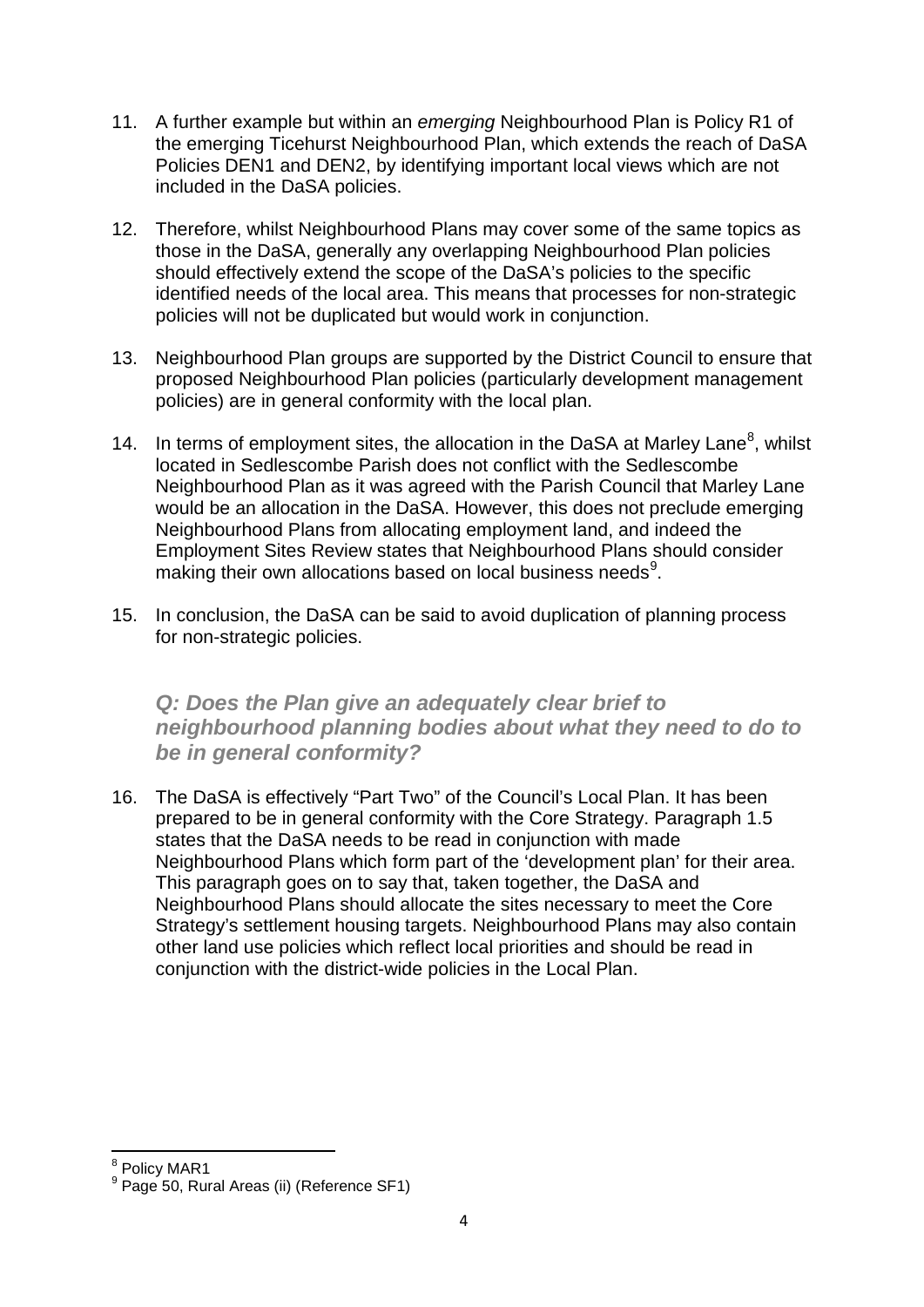11. A further example but within an *emerging* Neighbourhood Plan is Policy R1 of the emerging Ticehurst Neighbourhood Plan, which extends the reach of DaSA Policies DEN1 and DEN2, by identifying important local views which are not included in the DaSA policies.

12. Therefore, whilst Neighbourhood Plans may cover some of the same topics as those in the DaSA, generally any overlapping Neighbourhood Plan policies should effectively extend the scope of the DaSA's policies to the specific identified needs of the local area. This means that processes for non-strategic policies will not be duplicated but would work in conjunction.

13. Neighbourhood Plan groups are supported by the District Council to ensure that proposed Neighbourhood Plan policies (particularly development management policies) are in general conformity with the local plan.

14. In terms of employment sites, the allocation in the DaSA at Marley Lane[8], whilst located in Sedlescombe Parish does not conflict with the Sedlescombe Neighbourhood Plan as it was agreed with the Parish Council that Marley Lane would be an allocation in the DaSA. However, this does not preclude emerging Neighbourhood Plans from allocating employment land, and indeed the Employment Sites Review states that Neighbourhood Plans should consider making their own allocations based on local business needs[9].

15. In conclusion, the DaSA can be said to avoid duplication of planning process for non-strategic policies.

### *Q: Does the Plan give an adequately clear brief to neighbourhood planning bodies about what they need to do to be in general conformity?*

16. The DaSA is effectively "Part Two" of the Council's Local Plan. It has been prepared to be in general conformity with the Core Strategy. Paragraph 1.5 states that the DaSA needs to be read in conjunction with made Neighbourhood Plans which form part of the 'development plan' for their area. This paragraph goes on to say that, taken together, the DaSA and Neighbourhood Plans should allocate the sites necessary to meet the Core Strategy's settlement housing targets. Neighbourhood Plans may also contain other land use policies which reflect local priorities and should be read in conjunction with the district-wide policies in the Local Plan.

---

[8] Policy MAR1

[9] Page 50, Rural Areas (ii) (Reference SF1)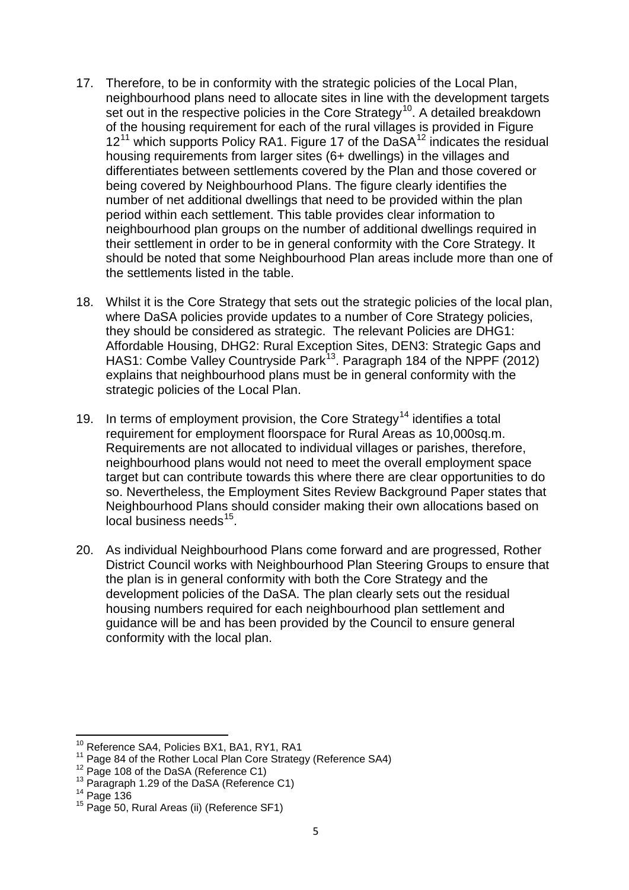17. Therefore, to be in conformity with the strategic policies of the Local Plan, neighbourhood plans need to allocate sites in line with the development targets set out in the respective policies in the Core Strategy[10]. A detailed breakdown of the housing requirement for each of the rural villages is provided in Figure 12[11] which supports Policy RA1. Figure 17 of the DaSA[12] indicates the residual housing requirements from larger sites (6+ dwellings) in the villages and differentiates between settlements covered by the Plan and those covered or being covered by Neighbourhood Plans. The figure clearly identifies the number of net additional dwellings that need to be provided within the plan period within each settlement. This table provides clear information to neighbourhood plan groups on the number of additional dwellings required in their settlement in order to be in general conformity with the Core Strategy. It should be noted that some Neighbourhood Plan areas include more than one of the settlements listed in the table.

18. Whilst it is the Core Strategy that sets out the strategic policies of the local plan, where DaSA policies provide updates to a number of Core Strategy policies, they should be considered as strategic. The relevant Policies are DHG1: Affordable Housing, DHG2: Rural Exception Sites, DEN3: Strategic Gaps and HAS1: Combe Valley Countryside Park[13]. Paragraph 184 of the NPPF (2012) explains that neighbourhood plans must be in general conformity with the strategic policies of the Local Plan.

19. In terms of employment provision, the Core Strategy[14] identifies a total requirement for employment floorspace for Rural Areas as 10,000sq.m. Requirements are not allocated to individual villages or parishes, therefore, neighbourhood plans would not need to meet the overall employment space target but can contribute towards this where there are clear opportunities to do so. Nevertheless, the Employment Sites Review Background Paper states that Neighbourhood Plans should consider making their own allocations based on local business needs[15].

20. As individual Neighbourhood Plans come forward and are progressed, Rother District Council works with Neighbourhood Plan Steering Groups to ensure that the plan is in general conformity with both the Core Strategy and the development policies of the DaSA. The plan clearly sets out the residual housing numbers required for each neighbourhood plan settlement and guidance will be and has been provided by the Council to ensure general conformity with the local plan.

---

[10] Reference SA4, Policies BX1, BA1, RY1, RA1

[11] Page 84 of the Rother Local Plan Core Strategy (Reference SA4)

[12] Page 108 of the DaSA (Reference C1)

[13] Paragraph 1.29 of the DaSA (Reference C1)

[14] Page 136

[15] Page 50, Rural Areas (ii) (Reference SF1)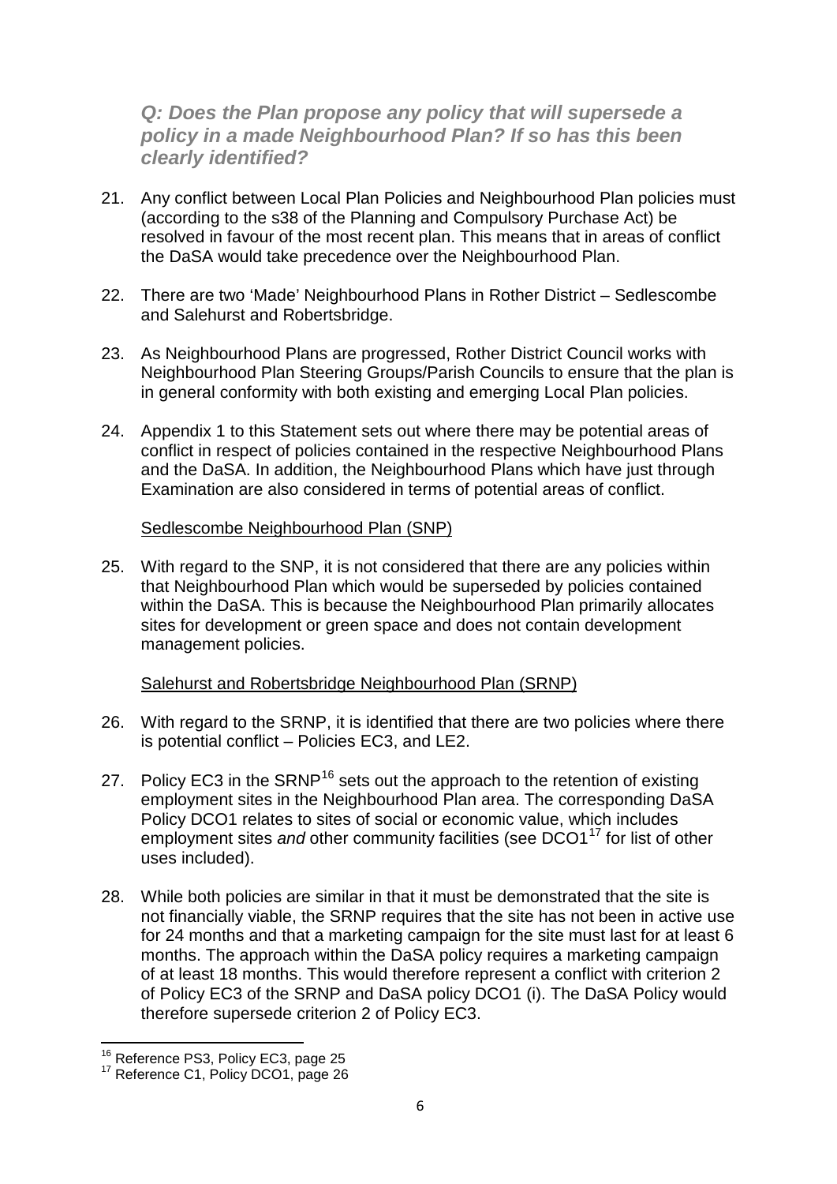***Q: Does the Plan propose any policy that will supersede a policy in a made Neighbourhood Plan? If so has this been clearly identified?***

21. Any conflict between Local Plan Policies and Neighbourhood Plan policies must (according to the s38 of the Planning and Compulsory Purchase Act) be resolved in favour of the most recent plan. This means that in areas of conflict the DaSA would take precedence over the Neighbourhood Plan.

22. There are two 'Made' Neighbourhood Plans in Rother District – Sedlescombe and Salehurst and Robertsbridge.

23. As Neighbourhood Plans are progressed, Rother District Council works with Neighbourhood Plan Steering Groups/Parish Councils to ensure that the plan is in general conformity with both existing and emerging Local Plan policies.

24. Appendix 1 to this Statement sets out where there may be potential areas of conflict in respect of policies contained in the respective Neighbourhood Plans and the DaSA. In addition, the Neighbourhood Plans which have just through Examination are also considered in terms of potential areas of conflict.

<u>Sedlescombe Neighbourhood Plan (SNP)</u>

25. With regard to the SNP, it is not considered that there are any policies within that Neighbourhood Plan which would be superseded by policies contained within the DaSA. This is because the Neighbourhood Plan primarily allocates sites for development or green space and does not contain development management policies.

<u>Salehurst and Robertsbridge Neighbourhood Plan (SRNP)</u>

26. With regard to the SRNP, it is identified that there are two policies where there is potential conflict – Policies EC3, and LE2.

27. Policy EC3 in the SRNP[16] sets out the approach to the retention of existing employment sites in the Neighbourhood Plan area. The corresponding DaSA Policy DCO1 relates to sites of social or economic value, which includes employment sites *and* other community facilities (see DCO1[17] for list of other uses included).

28. While both policies are similar in that it must be demonstrated that the site is not financially viable, the SRNP requires that the site has not been in active use for 24 months and that a marketing campaign for the site must last for at least 6 months. The approach within the DaSA policy requires a marketing campaign of at least 18 months. This would therefore represent a conflict with criterion 2 of Policy EC3 of the SRNP and DaSA policy DCO1 (i). The DaSA Policy would therefore supersede criterion 2 of Policy EC3.

[16] Reference PS3, Policy EC3, page 25
[17] Reference C1, Policy DCO1, page 26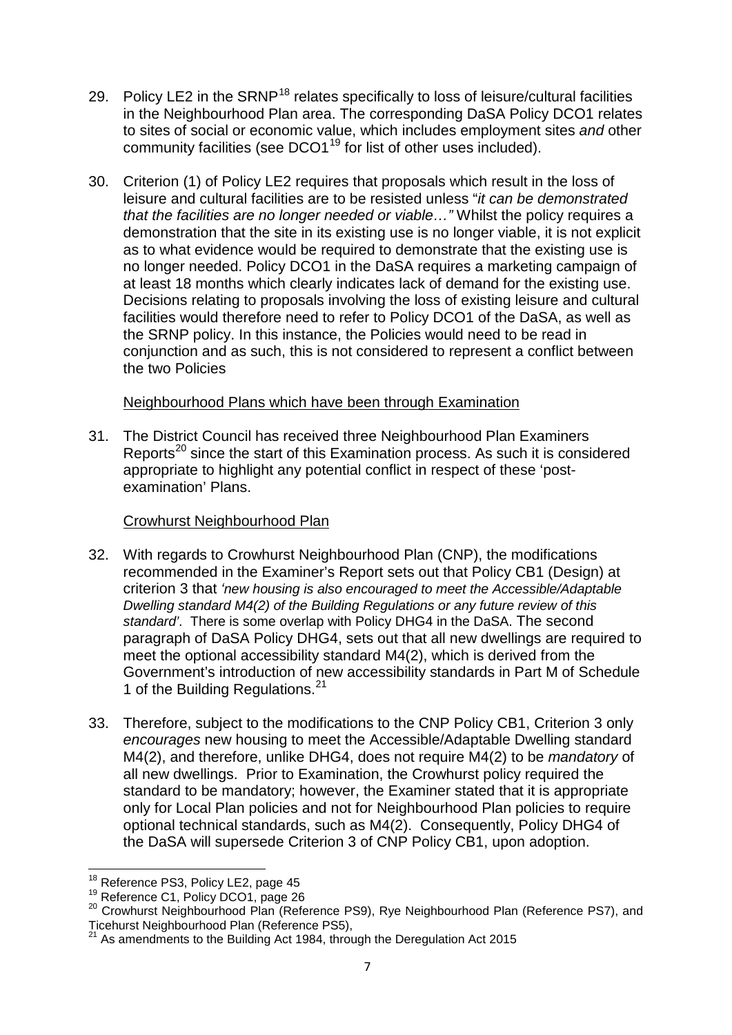29. Policy LE2 in the SRNP[18] relates specifically to loss of leisure/cultural facilities in the Neighbourhood Plan area. The corresponding DaSA Policy DCO1 relates to sites of social or economic value, which includes employment sites *and* other community facilities (see DCO1[19] for list of other uses included).

30. Criterion (1) of Policy LE2 requires that proposals which result in the loss of leisure and cultural facilities are to be resisted unless "*it can be demonstrated that the facilities are no longer needed or viable…"* Whilst the policy requires a demonstration that the site in its existing use is no longer viable, it is not explicit as to what evidence would be required to demonstrate that the existing use is no longer needed. Policy DCO1 in the DaSA requires a marketing campaign of at least 18 months which clearly indicates lack of demand for the existing use. Decisions relating to proposals involving the loss of existing leisure and cultural facilities would therefore need to refer to Policy DCO1 of the DaSA, as well as the SRNP policy. In this instance, the Policies would need to be read in conjunction and as such, this is not considered to represent a conflict between the two Policies

Neighbourhood Plans which have been through Examination

31. The District Council has received three Neighbourhood Plan Examiners Reports[20] since the start of this Examination process. As such it is considered appropriate to highlight any potential conflict in respect of these 'post-examination' Plans.

Crowhurst Neighbourhood Plan

32. With regards to Crowhurst Neighbourhood Plan (CNP), the modifications recommended in the Examiner's Report sets out that Policy CB1 (Design) at criterion 3 that *'new housing is also encouraged to meet the Accessible/Adaptable Dwelling standard M4(2) of the Building Regulations or any future review of this standard'*. There is some overlap with Policy DHG4 in the DaSA. The second paragraph of DaSA Policy DHG4, sets out that all new dwellings are required to meet the optional accessibility standard M4(2), which is derived from the Government's introduction of new accessibility standards in Part M of Schedule 1 of the Building Regulations.[21]

33. Therefore, subject to the modifications to the CNP Policy CB1, Criterion 3 only *encourages* new housing to meet the Accessible/Adaptable Dwelling standard M4(2), and therefore, unlike DHG4, does not require M4(2) to be *mandatory* of all new dwellings. Prior to Examination, the Crowhurst policy required the standard to be mandatory; however, the Examiner stated that it is appropriate only for Local Plan policies and not for Neighbourhood Plan policies to require optional technical standards, such as M4(2). Consequently, Policy DHG4 of the DaSA will supersede Criterion 3 of CNP Policy CB1, upon adoption.

---

[18] Reference PS3, Policy LE2, page 45

[19] Reference C1, Policy DCO1, page 26

[20] Crowhurst Neighbourhood Plan (Reference PS9), Rye Neighbourhood Plan (Reference PS7), and Ticehurst Neighbourhood Plan (Reference PS5),

[21] As amendments to the Building Act 1984, through the Deregulation Act 2015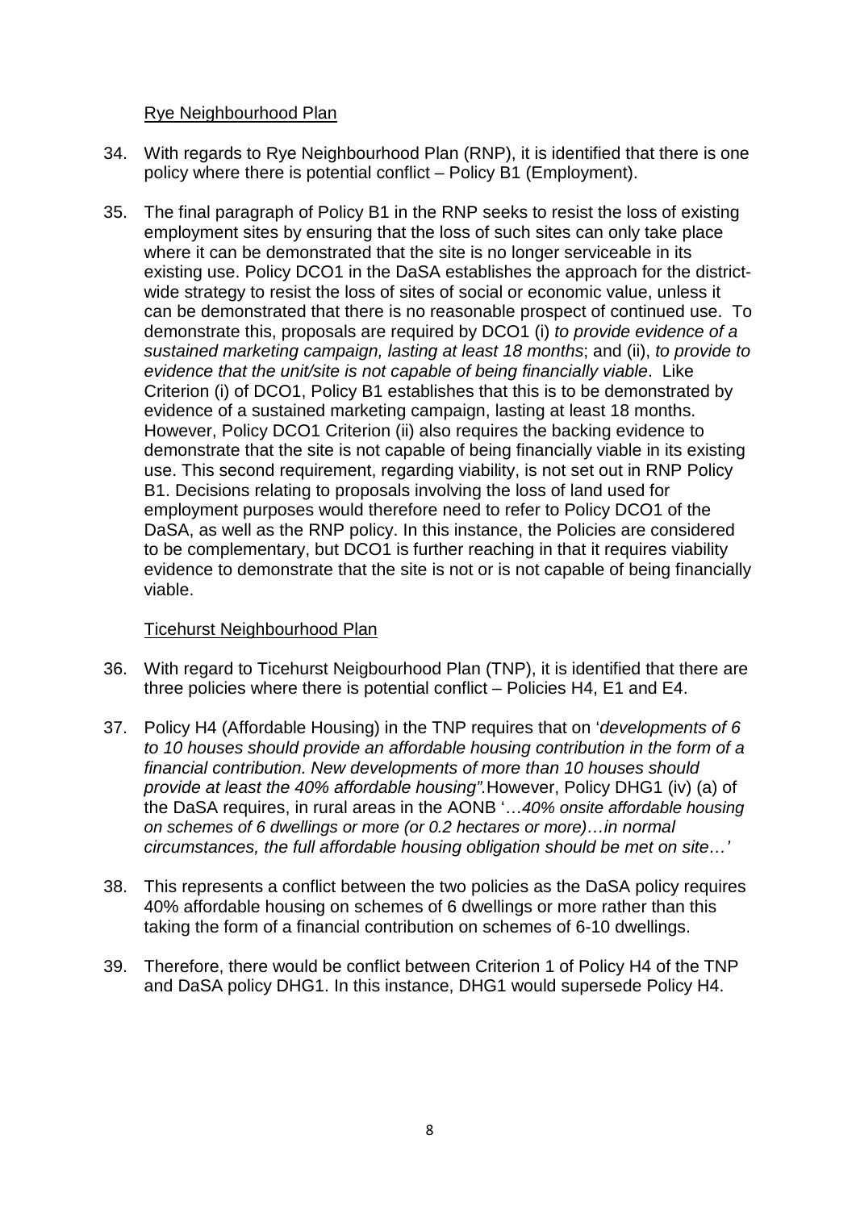Rye Neighbourhood Plan

34. With regards to Rye Neighbourhood Plan (RNP), it is identified that there is one policy where there is potential conflict – Policy B1 (Employment).

35. The final paragraph of Policy B1 in the RNP seeks to resist the loss of existing employment sites by ensuring that the loss of such sites can only take place where it can be demonstrated that the site is no longer serviceable in its existing use. Policy DCO1 in the DaSA establishes the approach for the district-wide strategy to resist the loss of sites of social or economic value, unless it can be demonstrated that there is no reasonable prospect of continued use. To demonstrate this, proposals are required by DCO1 (i) *to provide evidence of a sustained marketing campaign, lasting at least 18 months*; and (ii), *to provide to evidence that the unit/site is not capable of being financially viable*. Like Criterion (i) of DCO1, Policy B1 establishes that this is to be demonstrated by evidence of a sustained marketing campaign, lasting at least 18 months. However, Policy DCO1 Criterion (ii) also requires the backing evidence to demonstrate that the site is not capable of being financially viable in its existing use. This second requirement, regarding viability, is not set out in RNP Policy B1. Decisions relating to proposals involving the loss of land used for employment purposes would therefore need to refer to Policy DCO1 of the DaSA, as well as the RNP policy. In this instance, the Policies are considered to be complementary, but DCO1 is further reaching in that it requires viability evidence to demonstrate that the site is not or is not capable of being financially viable.

Ticehurst Neighbourhood Plan

36. With regard to Ticehurst Neigbourhood Plan (TNP), it is identified that there are three policies where there is potential conflict – Policies H4, E1 and E4.

37. Policy H4 (Affordable Housing) in the TNP requires that on '*developments of 6 to 10 houses should provide an affordable housing contribution in the form of a financial contribution. New developments of more than 10 houses should provide at least the 40% affordable housing".*However, Policy DHG1 (iv) (a) of the DaSA requires, in rural areas in the AONB '…*40% onsite affordable housing on schemes of 6 dwellings or more (or 0.2 hectares or more)…in normal circumstances, the full affordable housing obligation should be met on site…'*

38. This represents a conflict between the two policies as the DaSA policy requires 40% affordable housing on schemes of 6 dwellings or more rather than this taking the form of a financial contribution on schemes of 6-10 dwellings.

39. Therefore, there would be conflict between Criterion 1 of Policy H4 of the TNP and DaSA policy DHG1. In this instance, DHG1 would supersede Policy H4.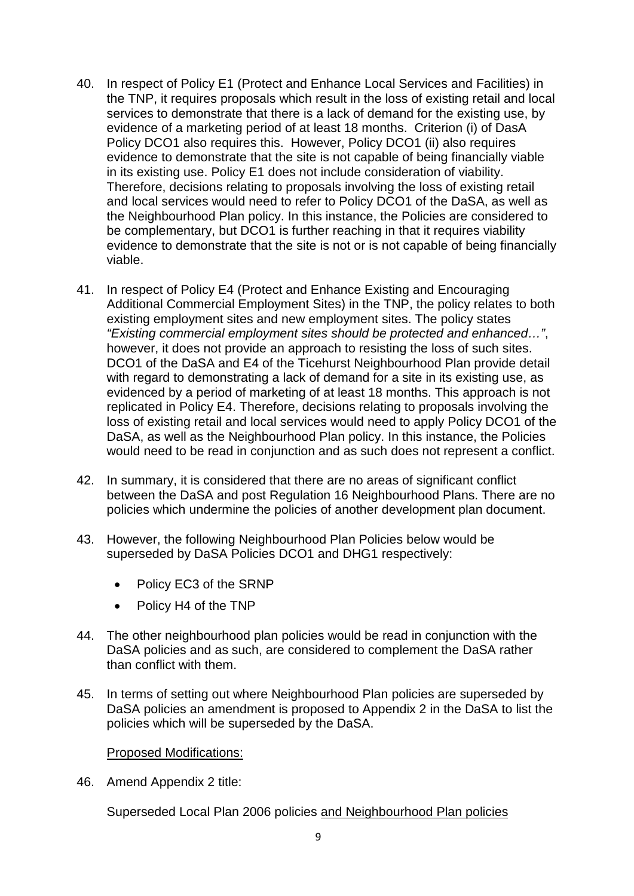40. In respect of Policy E1 (Protect and Enhance Local Services and Facilities) in the TNP, it requires proposals which result in the loss of existing retail and local services to demonstrate that there is a lack of demand for the existing use, by evidence of a marketing period of at least 18 months. Criterion (i) of DasA Policy DCO1 also requires this. However, Policy DCO1 (ii) also requires evidence to demonstrate that the site is not capable of being financially viable in its existing use. Policy E1 does not include consideration of viability. Therefore, decisions relating to proposals involving the loss of existing retail and local services would need to refer to Policy DCO1 of the DaSA, as well as the Neighbourhood Plan policy. In this instance, the Policies are considered to be complementary, but DCO1 is further reaching in that it requires viability evidence to demonstrate that the site is not or is not capable of being financially viable.

41. In respect of Policy E4 (Protect and Enhance Existing and Encouraging Additional Commercial Employment Sites) in the TNP, the policy relates to both existing employment sites and new employment sites. The policy states *"Existing commercial employment sites should be protected and enhanced…"*, however, it does not provide an approach to resisting the loss of such sites. DCO1 of the DaSA and E4 of the Ticehurst Neighbourhood Plan provide detail with regard to demonstrating a lack of demand for a site in its existing use, as evidenced by a period of marketing of at least 18 months. This approach is not replicated in Policy E4. Therefore, decisions relating to proposals involving the loss of existing retail and local services would need to apply Policy DCO1 of the DaSA, as well as the Neighbourhood Plan policy. In this instance, the Policies would need to be read in conjunction and as such does not represent a conflict.

42. In summary, it is considered that there are no areas of significant conflict between the DaSA and post Regulation 16 Neighbourhood Plans. There are no policies which undermine the policies of another development plan document.

43. However, the following Neighbourhood Plan Policies below would be superseded by DaSA Policies DCO1 and DHG1 respectively:

    - Policy EC3 of the SRNP
    - Policy H4 of the TNP

44. The other neighbourhood plan policies would be read in conjunction with the DaSA policies and as such, are considered to complement the DaSA rather than conflict with them.

45. In terms of setting out where Neighbourhood Plan policies are superseded by DaSA policies an amendment is proposed to Appendix 2 in the DaSA to list the policies which will be superseded by the DaSA.

    <u>Proposed Modifications:</u>

46. Amend Appendix 2 title:

    Superseded Local Plan 2006 policies <u>and Neighbourhood Plan policies</u>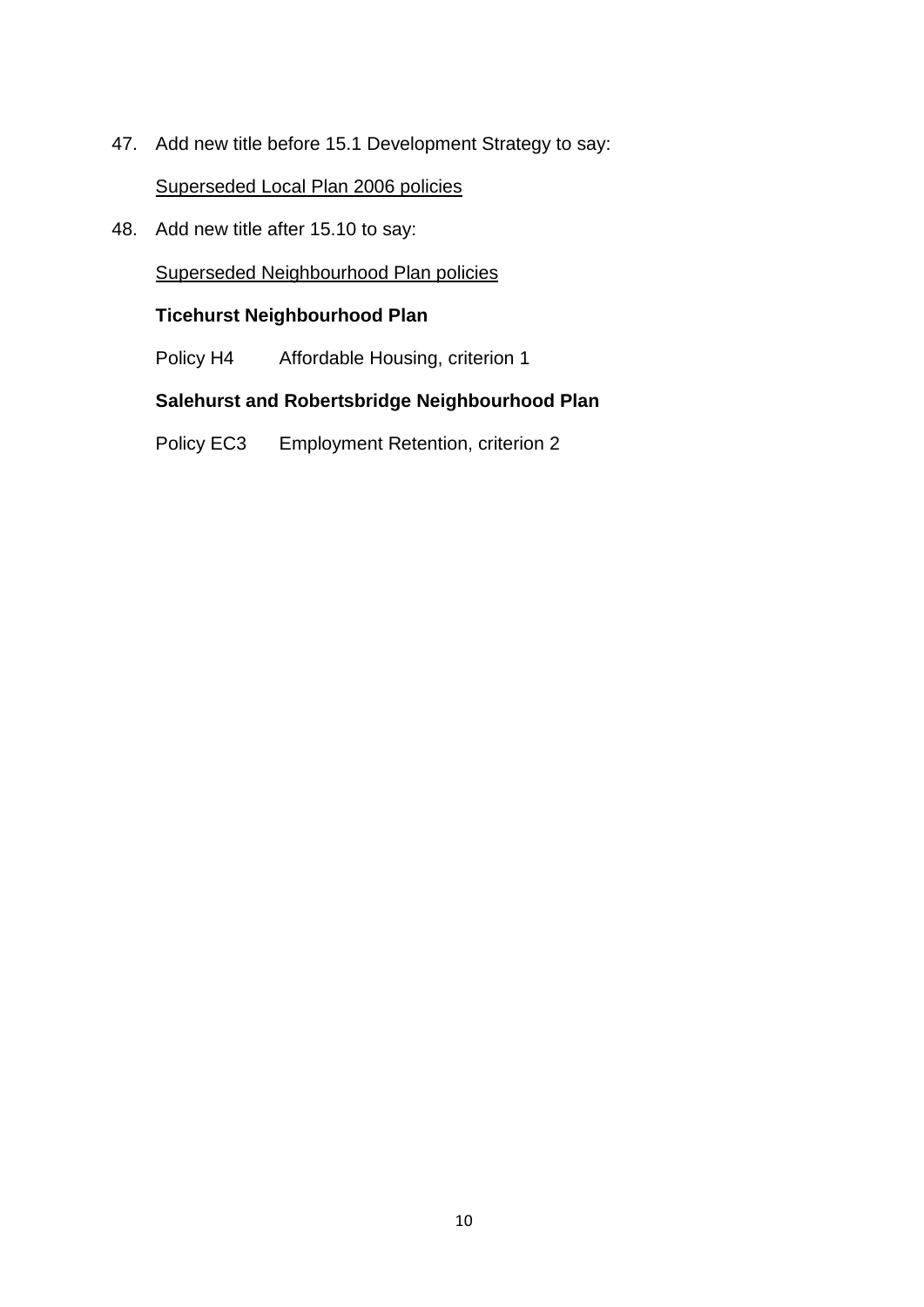47. Add new title before 15.1 Development Strategy to say:

    <u>Superseded Local Plan 2006 policies</u>

48. Add new title after 15.10 to say:

    <u>Superseded Neighbourhood Plan policies</u>

    **Ticehurst Neighbourhood Plan**

    Policy H4 Affordable Housing, criterion 1

    **Salehurst and Robertsbridge Neighbourhood Plan**

    Policy EC3 Employment Retention, criterion 2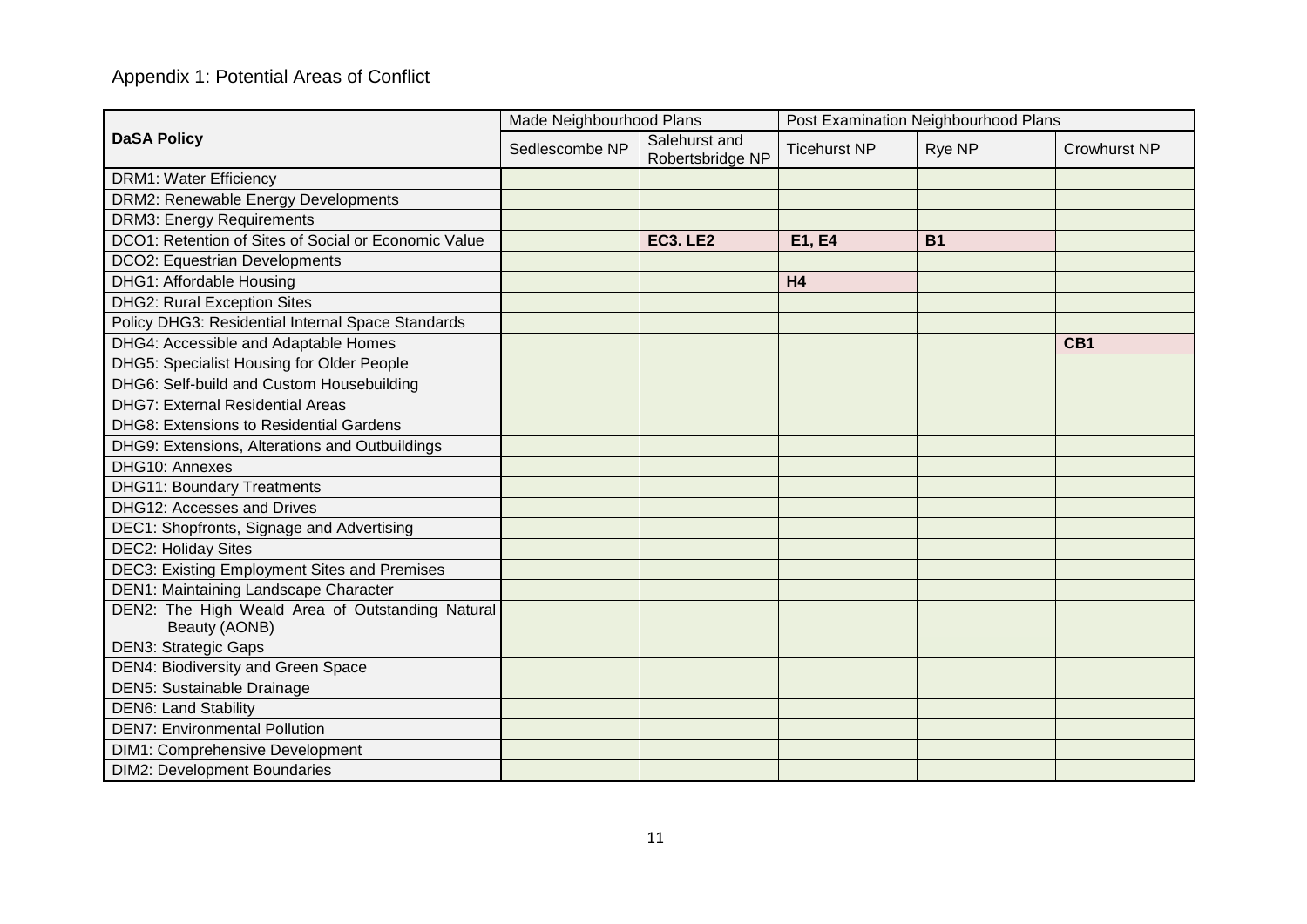Appendix 1: Potential Areas of Conflict

| DaSA Policy | Made Neighbourhood Plans | | Post Examination Neighbourhood Plans | | |
|---|---|---|---|---|---|
| | Sedlescombe NP | Salehurst and Robertsbridge NP | Ticehurst NP | Rye NP | Crowhurst NP |
| DRM1: Water Efficiency | | | | | |
| DRM2: Renewable Energy Developments | | | | | |
| DRM3: Energy Requirements | | | | | |
| DCO1: Retention of Sites of Social or Economic Value | | **EC3. LE2** | **E1, E4** | **B1** | |
| DCO2: Equestrian Developments | | | | | |
| DHG1: Affordable Housing | | | **H4** | | |
| DHG2: Rural Exception Sites | | | | | |
| Policy DHG3: Residential Internal Space Standards | | | | | |
| DHG4: Accessible and Adaptable Homes | | | | | **CB1** |
| DHG5: Specialist Housing for Older People | | | | | |
| DHG6: Self-build and Custom Housebuilding | | | | | |
| DHG7: External Residential Areas | | | | | |
| DHG8: Extensions to Residential Gardens | | | | | |
| DHG9: Extensions, Alterations and Outbuildings | | | | | |
| DHG10: Annexes | | | | | |
| DHG11: Boundary Treatments | | | | | |
| DHG12: Accesses and Drives | | | | | |
| DEC1: Shopfronts, Signage and Advertising | | | | | |
| DEC2: Holiday Sites | | | | | |
| DEC3: Existing Employment Sites and Premises | | | | | |
| DEN1: Maintaining Landscape Character | | | | | |
| DEN2: The High Weald Area of Outstanding Natural Beauty (AONB) | | | | | |
| DEN3: Strategic Gaps | | | | | |
| DEN4: Biodiversity and Green Space | | | | | |
| DEN5: Sustainable Drainage | | | | | |
| DEN6: Land Stability | | | | | |
| DEN7: Environmental Pollution | | | | | |
| DIM1: Comprehensive Development | | | | | |
| DIM2: Development Boundaries | | | | | |